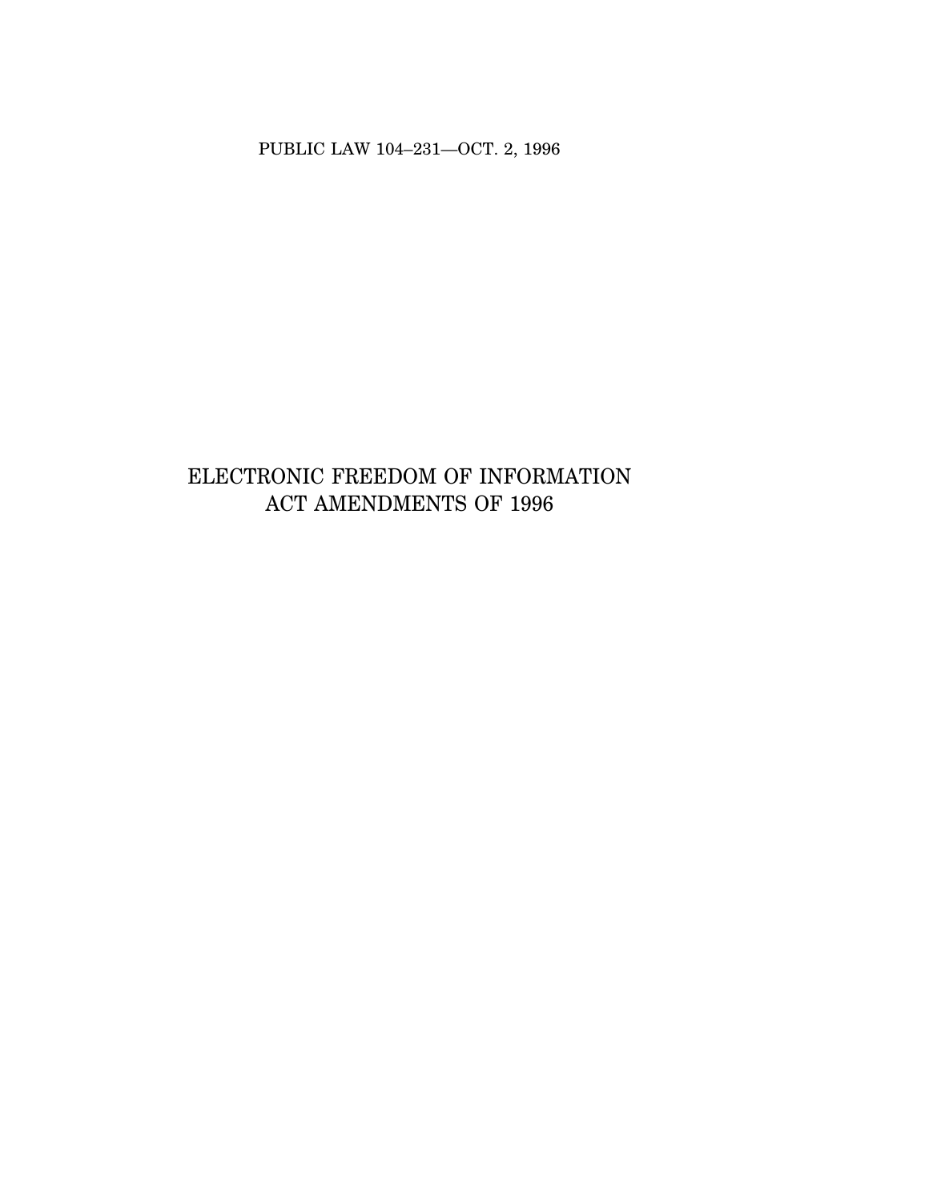PUBLIC LAW 104–231—OCT. 2, 1996

# ELECTRONIC FREEDOM OF INFORMATION ACT AMENDMENTS OF 1996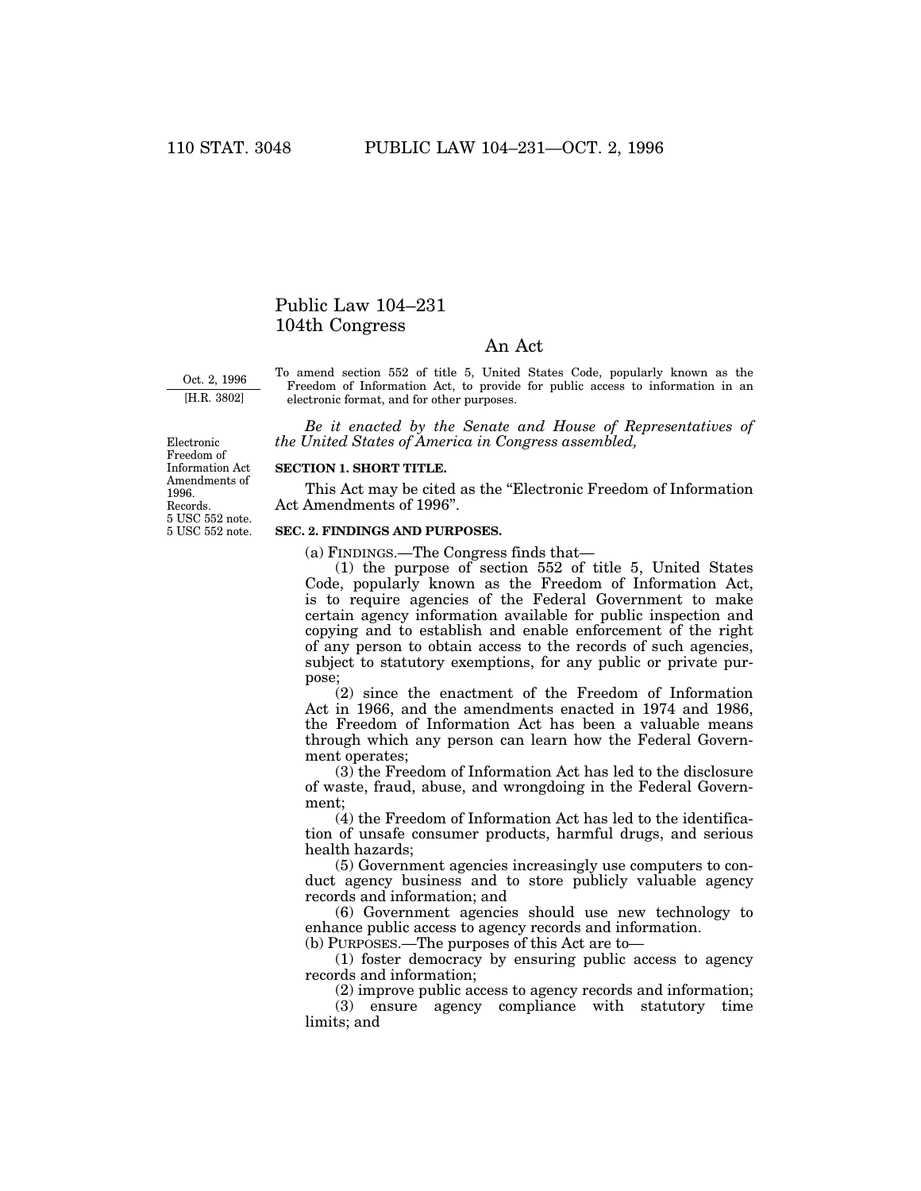# Public Law 104–231
# 104th Congress

## An Act

Oct. 2, 1996

[H.R. 3802]

To amend section 552 of title 5, United States Code, popularly known as the Freedom of Information Act, to provide for public access to information in an electronic format, and for other purposes.

*Be it enacted by the Senate and House of Representatives of the United States of America in Congress assembled,*

Electronic Freedom of Information Act Amendments of 1996. Records. 5 USC 552 note.

**SECTION 1. SHORT TITLE.**

This Act may be cited as the "Electronic Freedom of Information Act Amendments of 1996".

5 USC 552 note.

**SEC. 2. FINDINGS AND PURPOSES.**

(a) FINDINGS.—The Congress finds that—

(1) the purpose of section 552 of title 5, United States Code, popularly known as the Freedom of Information Act, is to require agencies of the Federal Government to make certain agency information available for public inspection and copying and to establish and enable enforcement of the right of any person to obtain access to the records of such agencies, subject to statutory exemptions, for any public or private purpose;

(2) since the enactment of the Freedom of Information Act in 1966, and the amendments enacted in 1974 and 1986, the Freedom of Information Act has been a valuable means through which any person can learn how the Federal Government operates;

(3) the Freedom of Information Act has led to the disclosure of waste, fraud, abuse, and wrongdoing in the Federal Government;

(4) the Freedom of Information Act has led to the identification of unsafe consumer products, harmful drugs, and serious health hazards;

(5) Government agencies increasingly use computers to conduct agency business and to store publicly valuable agency records and information; and

(6) Government agencies should use new technology to enhance public access to agency records and information.

(b) PURPOSES.—The purposes of this Act are to—

(1) foster democracy by ensuring public access to agency records and information;

(2) improve public access to agency records and information;

(3) ensure agency compliance with statutory time limits; and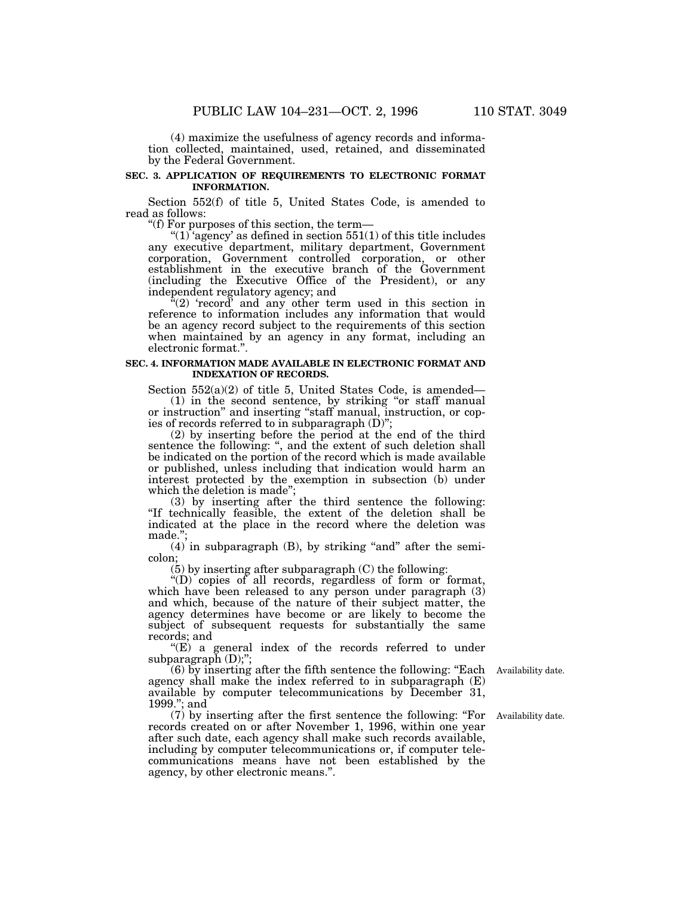(4) maximize the usefulness of agency records and information collected, maintained, used, retained, and disseminated by the Federal Government.

**SEC. 3. APPLICATION OF REQUIREMENTS TO ELECTRONIC FORMAT INFORMATION.**

Section 552(f) of title 5, United States Code, is amended to read as follows:

"(f) For purposes of this section, the term—

"(1) 'agency' as defined in section 551(1) of this title includes any executive department, military department, Government corporation, Government controlled corporation, or other establishment in the executive branch of the Government (including the Executive Office of the President), or any independent regulatory agency; and

"(2) 'record' and any other term used in this section in reference to information includes any information that would be an agency record subject to the requirements of this section when maintained by an agency in any format, including an electronic format.".

**SEC. 4. INFORMATION MADE AVAILABLE IN ELECTRONIC FORMAT AND INDEXATION OF RECORDS.**

Section 552(a)(2) of title 5, United States Code, is amended—

(1) in the second sentence, by striking "or staff manual or instruction" and inserting "staff manual, instruction, or copies of records referred to in subparagraph (D)";

(2) by inserting before the period at the end of the third sentence the following: ", and the extent of such deletion shall be indicated on the portion of the record which is made available or published, unless including that indication would harm an interest protected by the exemption in subsection (b) under which the deletion is made";

(3) by inserting after the third sentence the following: "If technically feasible, the extent of the deletion shall be indicated at the place in the record where the deletion was made.";

(4) in subparagraph (B), by striking "and" after the semicolon;

(5) by inserting after subparagraph (C) the following:

"(D) copies of all records, regardless of form or format, which have been released to any person under paragraph (3) and which, because of the nature of their subject matter, the agency determines have become or are likely to become the subject of subsequent requests for substantially the same records; and

"(E) a general index of the records referred to under subparagraph (D);";

Availability date.

(6) by inserting after the fifth sentence the following: "Each agency shall make the index referred to in subparagraph (E) available by computer telecommunications by December 31, 1999."; and

Availability date.

(7) by inserting after the first sentence the following: "For records created on or after November 1, 1996, within one year after such date, each agency shall make such records available, including by computer telecommunications or, if computer telecommunications means have not been established by the agency, by other electronic means.".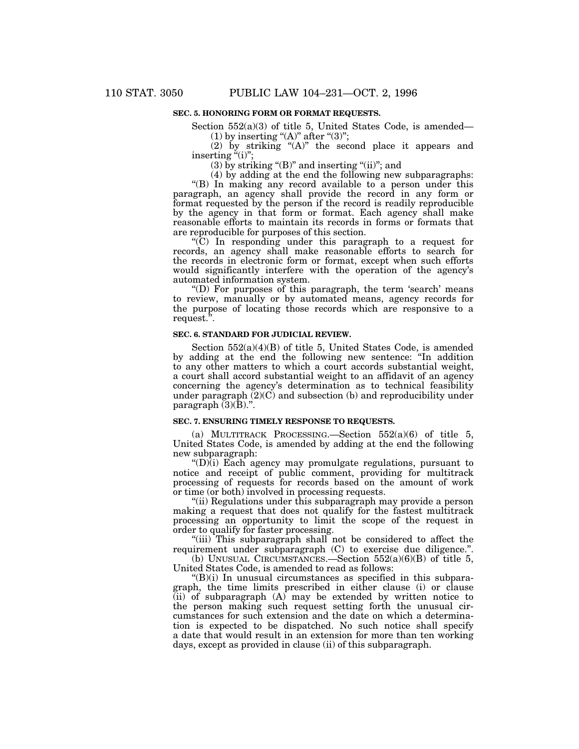**SEC. 5. HONORING FORM OR FORMAT REQUESTS.**

Section 552(a)(3) of title 5, United States Code, is amended—

(1) by inserting "(A)" after "(3)";

(2) by striking "(A)" the second place it appears and inserting "(i)";

(3) by striking "(B)" and inserting "(ii)"; and

(4) by adding at the end the following new subparagraphs:

"(B) In making any record available to a person under this paragraph, an agency shall provide the record in any form or format requested by the person if the record is readily reproducible by the agency in that form or format. Each agency shall make reasonable efforts to maintain its records in forms or formats that are reproducible for purposes of this section.

"(C) In responding under this paragraph to a request for records, an agency shall make reasonable efforts to search for the records in electronic form or format, except when such efforts would significantly interfere with the operation of the agency's automated information system.

"(D) For purposes of this paragraph, the term 'search' means to review, manually or by automated means, agency records for the purpose of locating those records which are responsive to a request.".

**SEC. 6. STANDARD FOR JUDICIAL REVIEW.**

Section 552(a)(4)(B) of title 5, United States Code, is amended by adding at the end the following new sentence: "In addition to any other matters to which a court accords substantial weight, a court shall accord substantial weight to an affidavit of an agency concerning the agency's determination as to technical feasibility under paragraph (2)(C) and subsection (b) and reproducibility under paragraph (3)(B).".

**SEC. 7. ENSURING TIMELY RESPONSE TO REQUESTS.**

(a) MULTITRACK PROCESSING.—Section 552(a)(6) of title 5, United States Code, is amended by adding at the end the following new subparagraph:

"(D)(i) Each agency may promulgate regulations, pursuant to notice and receipt of public comment, providing for multitrack processing of requests for records based on the amount of work or time (or both) involved in processing requests.

"(ii) Regulations under this subparagraph may provide a person making a request that does not qualify for the fastest multitrack processing an opportunity to limit the scope of the request in order to qualify for faster processing.

"(iii) This subparagraph shall not be considered to affect the requirement under subparagraph (C) to exercise due diligence.".

(b) UNUSUAL CIRCUMSTANCES.—Section 552(a)(6)(B) of title 5, United States Code, is amended to read as follows:

"(B)(i) In unusual circumstances as specified in this subparagraph, the time limits prescribed in either clause (i) or clause (ii) of subparagraph (A) may be extended by written notice to the person making such request setting forth the unusual circumstances for such extension and the date on which a determination is expected to be dispatched. No such notice shall specify a date that would result in an extension for more than ten working days, except as provided in clause (ii) of this subparagraph.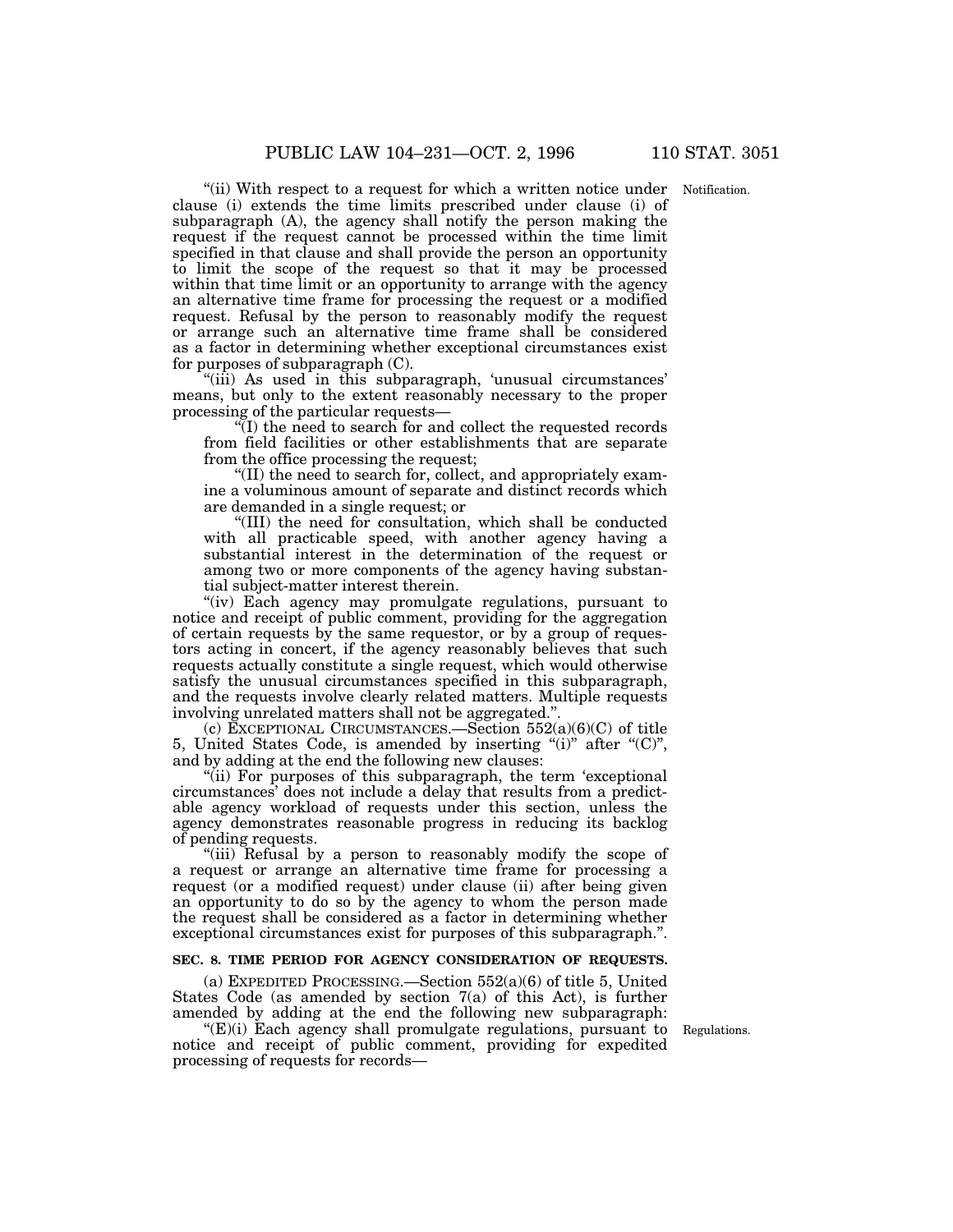"(ii) With respect to a request for which a written notice under clause (i) extends the time limits prescribed under clause (i) of subparagraph (A), the agency shall notify the person making the request if the request cannot be processed within the time limit specified in that clause and shall provide the person an opportunity to limit the scope of the request so that it may be processed within that time limit or an opportunity to arrange with the agency an alternative time frame for processing the request or a modified request. Refusal by the person to reasonably modify the request or arrange such an alternative time frame shall be considered as a factor in determining whether exceptional circumstances exist for purposes of subparagraph (C).

Notification.

"(iii) As used in this subparagraph, 'unusual circumstances' means, but only to the extent reasonably necessary to the proper processing of the particular requests—

"(I) the need to search for and collect the requested records from field facilities or other establishments that are separate from the office processing the request;

"(II) the need to search for, collect, and appropriately examine a voluminous amount of separate and distinct records which are demanded in a single request; or

"(III) the need for consultation, which shall be conducted with all practicable speed, with another agency having a substantial interest in the determination of the request or among two or more components of the agency having substantial subject-matter interest therein.

"(iv) Each agency may promulgate regulations, pursuant to notice and receipt of public comment, providing for the aggregation of certain requests by the same requestor, or by a group of requestors acting in concert, if the agency reasonably believes that such requests actually constitute a single request, which would otherwise satisfy the unusual circumstances specified in this subparagraph, and the requests involve clearly related matters. Multiple requests involving unrelated matters shall not be aggregated.".

(c) EXCEPTIONAL CIRCUMSTANCES.—Section 552(a)(6)(C) of title 5, United States Code, is amended by inserting "(i)" after "(C)", and by adding at the end the following new clauses:

"(ii) For purposes of this subparagraph, the term 'exceptional circumstances' does not include a delay that results from a predictable agency workload of requests under this section, unless the agency demonstrates reasonable progress in reducing its backlog of pending requests.

"(iii) Refusal by a person to reasonably modify the scope of a request or arrange an alternative time frame for processing a request (or a modified request) under clause (ii) after being given an opportunity to do so by the agency to whom the person made the request shall be considered as a factor in determining whether exceptional circumstances exist for purposes of this subparagraph.".

**SEC. 8. TIME PERIOD FOR AGENCY CONSIDERATION OF REQUESTS.**

(a) EXPEDITED PROCESSING.—Section 552(a)(6) of title 5, United States Code (as amended by section 7(a) of this Act), is further amended by adding at the end the following new subparagraph:

"(E)(i) Each agency shall promulgate regulations, pursuant to notice and receipt of public comment, providing for expedited processing of requests for records—

Regulations.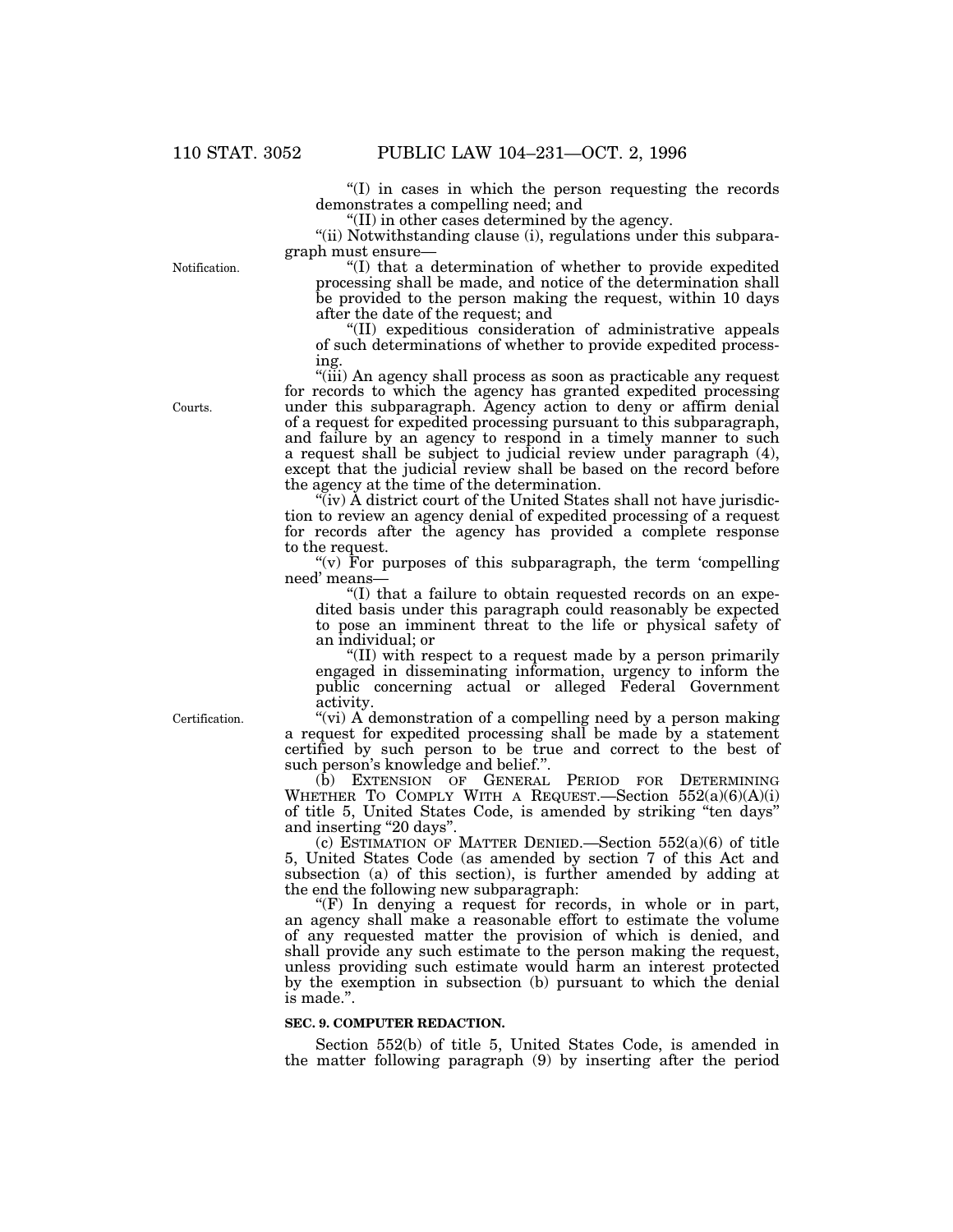"(I) in cases in which the person requesting the records demonstrates a compelling need; and

"(II) in other cases determined by the agency.

"(ii) Notwithstanding clause (i), regulations under this subparagraph must ensure—

Notification.

"(I) that a determination of whether to provide expedited processing shall be made, and notice of the determination shall be provided to the person making the request, within 10 days after the date of the request; and

"(II) expeditious consideration of administrative appeals of such determinations of whether to provide expedited processing.

"(iii) An agency shall process as soon as practicable any request for records to which the agency has granted expedited processing under this subparagraph. Agency action to deny or affirm denial of a request for expedited processing pursuant to this subparagraph, and failure by an agency to respond in a timely manner to such a request shall be subject to judicial review under paragraph (4), except that the judicial review shall be based on the record before the agency at the time of the determination.

Courts.

"(iv) A district court of the United States shall not have jurisdiction to review an agency denial of expedited processing of a request for records after the agency has provided a complete response to the request.

"(v) For purposes of this subparagraph, the term 'compelling need' means—

"(I) that a failure to obtain requested records on an expedited basis under this paragraph could reasonably be expected to pose an imminent threat to the life or physical safety of an individual; or

"(II) with respect to a request made by a person primarily engaged in disseminating information, urgency to inform the public concerning actual or alleged Federal Government activity.

Certification.

"(vi) A demonstration of a compelling need by a person making a request for expedited processing shall be made by a statement certified by such person to be true and correct to the best of such person's knowledge and belief.".

(b) EXTENSION OF GENERAL PERIOD FOR DETERMINING WHETHER TO COMPLY WITH A REQUEST.—Section 552(a)(6)(A)(i) of title 5, United States Code, is amended by striking "ten days" and inserting "20 days".

(c) ESTIMATION OF MATTER DENIED.—Section 552(a)(6) of title 5, United States Code (as amended by section 7 of this Act and subsection (a) of this section), is further amended by adding at the end the following new subparagraph:

"(F) In denying a request for records, in whole or in part, an agency shall make a reasonable effort to estimate the volume of any requested matter the provision of which is denied, and shall provide any such estimate to the person making the request, unless providing such estimate would harm an interest protected by the exemption in subsection (b) pursuant to which the denial is made.".

**SEC. 9. COMPUTER REDACTION.**

Section 552(b) of title 5, United States Code, is amended in the matter following paragraph (9) by inserting after the period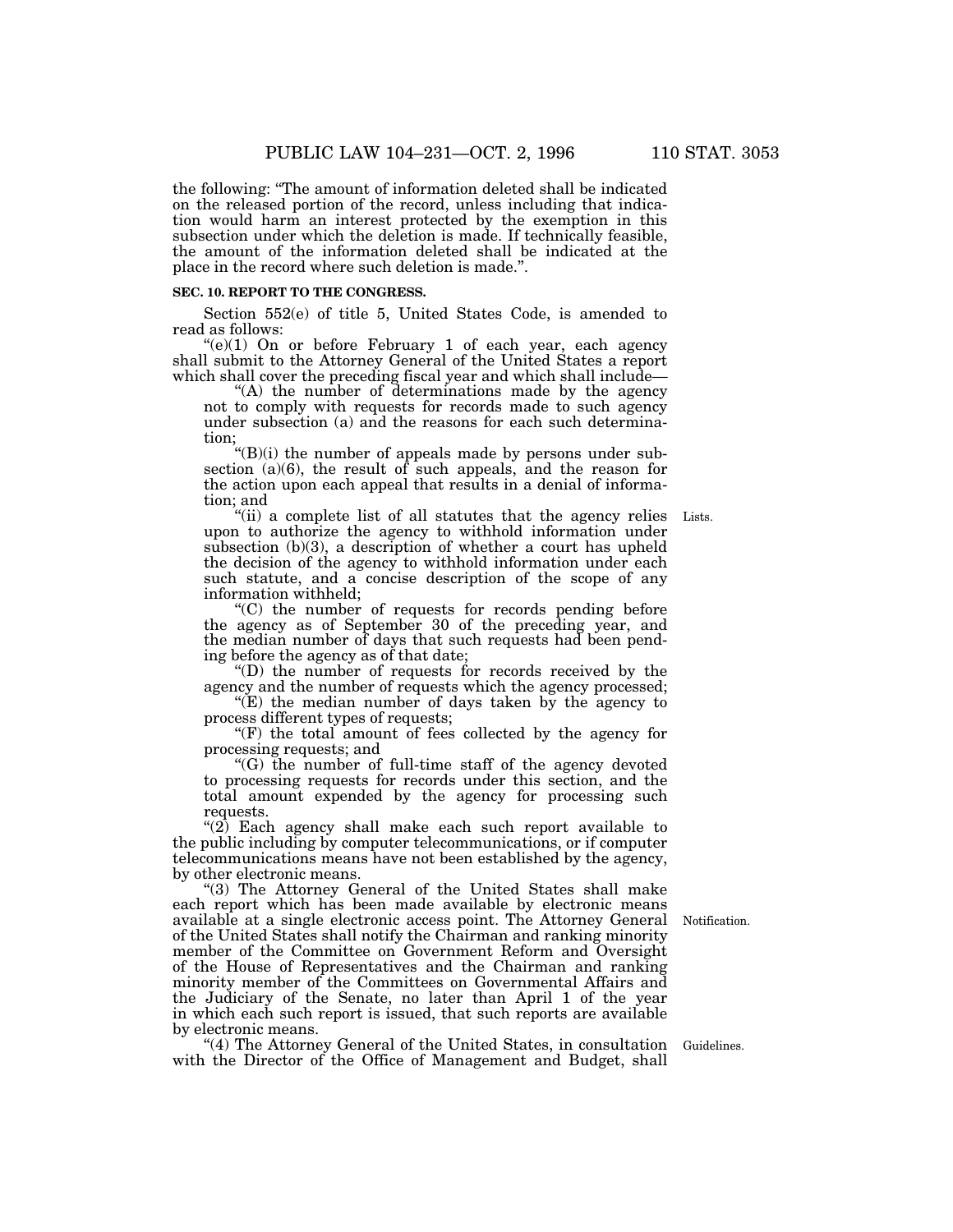the following: "The amount of information deleted shall be indicated on the released portion of the record, unless including that indication would harm an interest protected by the exemption in this subsection under which the deletion is made. If technically feasible, the amount of the information deleted shall be indicated at the place in the record where such deletion is made.".

**SEC. 10. REPORT TO THE CONGRESS.**

Section 552(e) of title 5, United States Code, is amended to read as follows:

"(e)(1) On or before February 1 of each year, each agency shall submit to the Attorney General of the United States a report which shall cover the preceding fiscal year and which shall include—

"(A) the number of determinations made by the agency not to comply with requests for records made to such agency under subsection (a) and the reasons for each such determination;

"(B)(i) the number of appeals made by persons under subsection (a)(6), the result of such appeals, and the reason for the action upon each appeal that results in a denial of information; and

"(ii) a complete list of all statutes that the agency relies upon to authorize the agency to withhold information under subsection (b)(3), a description of whether a court has upheld the decision of the agency to withhold information under each such statute, and a concise description of the scope of any information withheld;

Lists.

"(C) the number of requests for records pending before the agency as of September 30 of the preceding year, and the median number of days that such requests had been pending before the agency as of that date;

"(D) the number of requests for records received by the agency and the number of requests which the agency processed;

"(E) the median number of days taken by the agency to process different types of requests;

"(F) the total amount of fees collected by the agency for processing requests; and

"(G) the number of full-time staff of the agency devoted to processing requests for records under this section, and the total amount expended by the agency for processing such requests.

"(2) Each agency shall make each such report available to the public including by computer telecommunications, or if computer telecommunications means have not been established by the agency, by other electronic means.

"(3) The Attorney General of the United States shall make each report which has been made available by electronic means available at a single electronic access point. The Attorney General of the United States shall notify the Chairman and ranking minority member of the Committee on Government Reform and Oversight of the House of Representatives and the Chairman and ranking minority member of the Committees on Governmental Affairs and the Judiciary of the Senate, no later than April 1 of the year in which each such report is issued, that such reports are available by electronic means.

Notification.

"(4) The Attorney General of the United States, in consultation with the Director of the Office of Management and Budget, shall

Guidelines.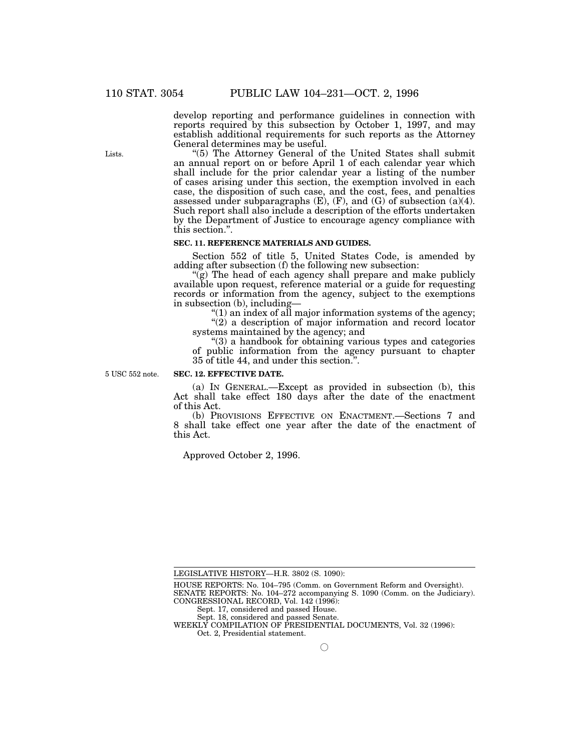develop reporting and performance guidelines in connection with reports required by this subsection by October 1, 1997, and may establish additional requirements for such reports as the Attorney General determines may be useful.

Lists.

"(5) The Attorney General of the United States shall submit an annual report on or before April 1 of each calendar year which shall include for the prior calendar year a listing of the number of cases arising under this section, the exemption involved in each case, the disposition of such case, and the cost, fees, and penalties assessed under subparagraphs (E), (F), and (G) of subsection (a)(4). Such report shall also include a description of the efforts undertaken by the Department of Justice to encourage agency compliance with this section.".

**SEC. 11. REFERENCE MATERIALS AND GUIDES.**

Section 552 of title 5, United States Code, is amended by adding after subsection (f) the following new subsection:

"(g) The head of each agency shall prepare and make publicly available upon request, reference material or a guide for requesting records or information from the agency, subject to the exemptions in subsection (b), including—

"(1) an index of all major information systems of the agency;

"(2) a description of major information and record locator systems maintained by the agency; and

"(3) a handbook for obtaining various types and categories of public information from the agency pursuant to chapter 35 of title 44, and under this section.".

5 USC 552 note.

**SEC. 12. EFFECTIVE DATE.**

(a) IN GENERAL.—Except as provided in subsection (b), this Act shall take effect 180 days after the date of the enactment of this Act.

(b) PROVISIONS EFFECTIVE ON ENACTMENT.—Sections 7 and 8 shall take effect one year after the date of the enactment of this Act.

Approved October 2, 1996.

---

LEGISLATIVE HISTORY—H.R. 3802 (S. 1090):

HOUSE REPORTS: No. 104–795 (Comm. on Government Reform and Oversight).
SENATE REPORTS: No. 104–272 accompanying S. 1090 (Comm. on the Judiciary).
CONGRESSIONAL RECORD, Vol. 142 (1996):
Sept. 17, considered and passed House.
Sept. 18, considered and passed Senate.
WEEKLY COMPILATION OF PRESIDENTIAL DOCUMENTS, Vol. 32 (1996):
Oct. 2, Presidential statement.